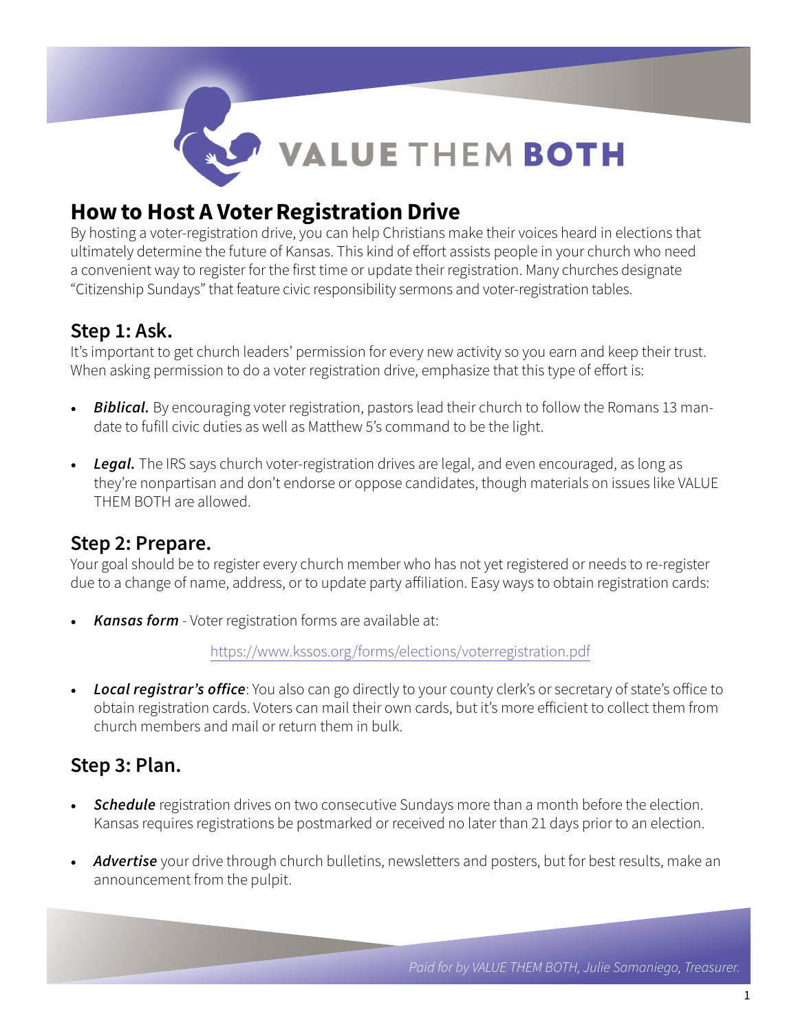VALUE THEM BOTH

# How to Host A Voter Registration Drive

By hosting a voter-registration drive, you can help Christians make their voices heard in elections that ultimately determine the future of Kansas. This kind of effort assists people in your church who need a convenient way to register for the first time or update their registration. Many churches designate "Citizenship Sundays" that feature civic responsibility sermons and voter-registration tables.

## Step 1: Ask.

It's important to get church leaders' permission for every new activity so you earn and keep their trust. When asking permission to do a voter registration drive, emphasize that this type of effort is:

- ***Biblical.*** By encouraging voter registration, pastors lead their church to follow the Romans 13 mandate to fulfill civic duties as well as Matthew 5's command to be the light.
- ***Legal.*** The IRS says church voter-registration drives are legal, and even encouraged, as long as they're nonpartisan and don't endorse or oppose candidates, though materials on issues like VALUE THEM BOTH are allowed.

## Step 2: Prepare.

Your goal should be to register every church member who has not yet registered or needs to re-register due to a change of name, address, or to update party affiliation. Easy ways to obtain registration cards:

- ***Kansas form*** - Voter registration forms are available at:

  https://www.kssos.org/forms/elections/voterregistration.pdf

- ***Local registrar's office***: You also can go directly to your county clerk's or secretary of state's office to obtain registration cards. Voters can mail their own cards, but it's more efficient to collect them from church members and mail or return them in bulk.

## Step 3: Plan.

- ***Schedule*** registration drives on two consecutive Sundays more than a month before the election. Kansas requires registrations be postmarked or received no later than 21 days prior to an election.
- ***Advertise*** your drive through church bulletins, newsletters and posters, but for best results, make an announcement from the pulpit.

*Paid for by VALUE THEM BOTH, Julie Samaniego, Treasurer.*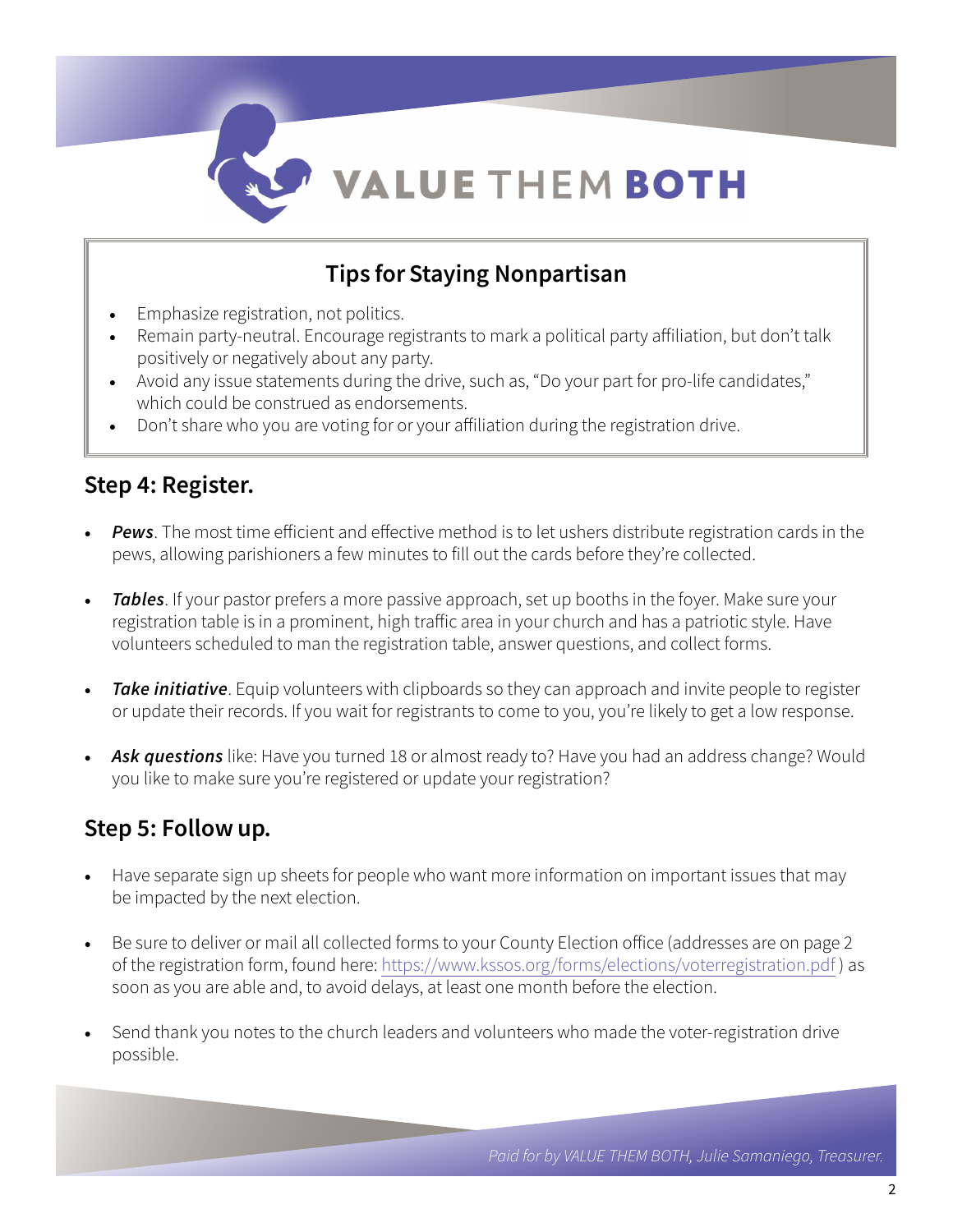VALUE THEM BOTH

## Tips for Staying Nonpartisan

- Emphasize registration, not politics.
- Remain party-neutral. Encourage registrants to mark a political party affiliation, but don't talk positively or negatively about any party.
- Avoid any issue statements during the drive, such as, "Do your part for pro-life candidates," which could be construed as endorsements.
- Don't share who you are voting for or your affiliation during the registration drive.

## Step 4: Register.

- ***Pews***. The most time efficient and effective method is to let ushers distribute registration cards in the pews, allowing parishioners a few minutes to fill out the cards before they're collected.
- ***Tables***. If your pastor prefers a more passive approach, set up booths in the foyer. Make sure your registration table is in a prominent, high traffic area in your church and has a patriotic style. Have volunteers scheduled to man the registration table, answer questions, and collect forms.
- ***Take initiative***. Equip volunteers with clipboards so they can approach and invite people to register or update their records. If you wait for registrants to come to you, you're likely to get a low response.
- ***Ask questions*** like: Have you turned 18 or almost ready to? Have you had an address change? Would you like to make sure you're registered or update your registration?

## Step 5: Follow up.

- Have separate sign up sheets for people who want more information on important issues that may be impacted by the next election.
- Be sure to deliver or mail all collected forms to your County Election office (addresses are on page 2 of the registration form, found here: https://www.kssos.org/forms/elections/voterregistration.pdf ) as soon as you are able and, to avoid delays, at least one month before the election.
- Send thank you notes to the church leaders and volunteers who made the voter-registration drive possible.

*Paid for by VALUE THEM BOTH, Julie Samaniego, Treasurer.*